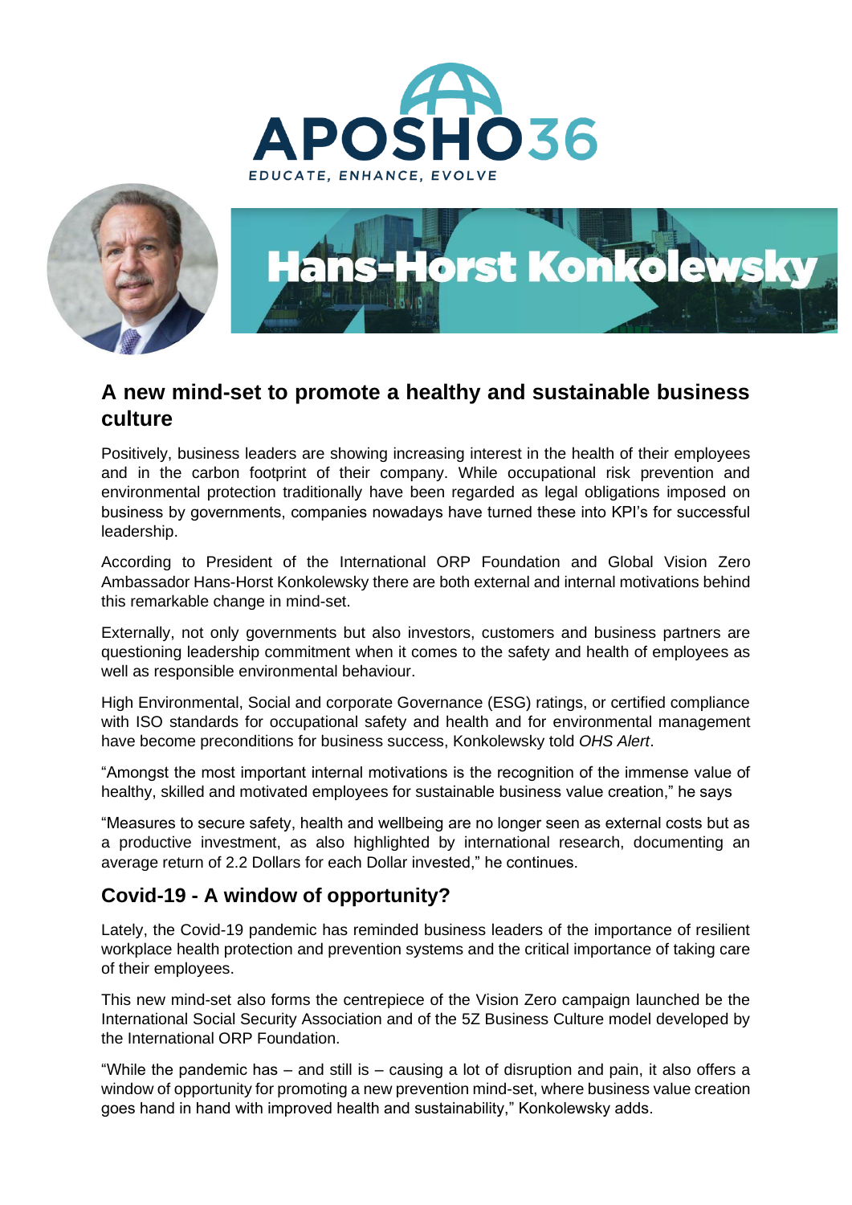APOSHO36

EDUCATE, ENHANCE, EVOLVE

# Hans-Horst Konkolewsky

## A new mind-set to promote a healthy and sustainable business culture

Positively, business leaders are showing increasing interest in the health of their employees and in the carbon footprint of their company. While occupational risk prevention and environmental protection traditionally have been regarded as legal obligations imposed on business by governments, companies nowadays have turned these into KPI's for successful leadership.

According to President of the International ORP Foundation and Global Vision Zero Ambassador Hans-Horst Konkolewsky there are both external and internal motivations behind this remarkable change in mind-set.

Externally, not only governments but also investors, customers and business partners are questioning leadership commitment when it comes to the safety and health of employees as well as responsible environmental behaviour.

High Environmental, Social and corporate Governance (ESG) ratings, or certified compliance with ISO standards for occupational safety and health and for environmental management have become preconditions for business success, Konkolewsky told *OHS Alert*.

"Amongst the most important internal motivations is the recognition of the immense value of healthy, skilled and motivated employees for sustainable business value creation," he says

"Measures to secure safety, health and wellbeing are no longer seen as external costs but as a productive investment, as also highlighted by international research, documenting an average return of 2.2 Dollars for each Dollar invested," he continues.

## Covid-19 - A window of opportunity?

Lately, the Covid-19 pandemic has reminded business leaders of the importance of resilient workplace health protection and prevention systems and the critical importance of taking care of their employees.

This new mind-set also forms the centrepiece of the Vision Zero campaign launched be the International Social Security Association and of the 5Z Business Culture model developed by the International ORP Foundation.

"While the pandemic has – and still is – causing a lot of disruption and pain, it also offers a window of opportunity for promoting a new prevention mind-set, where business value creation goes hand in hand with improved health and sustainability," Konkolewsky adds.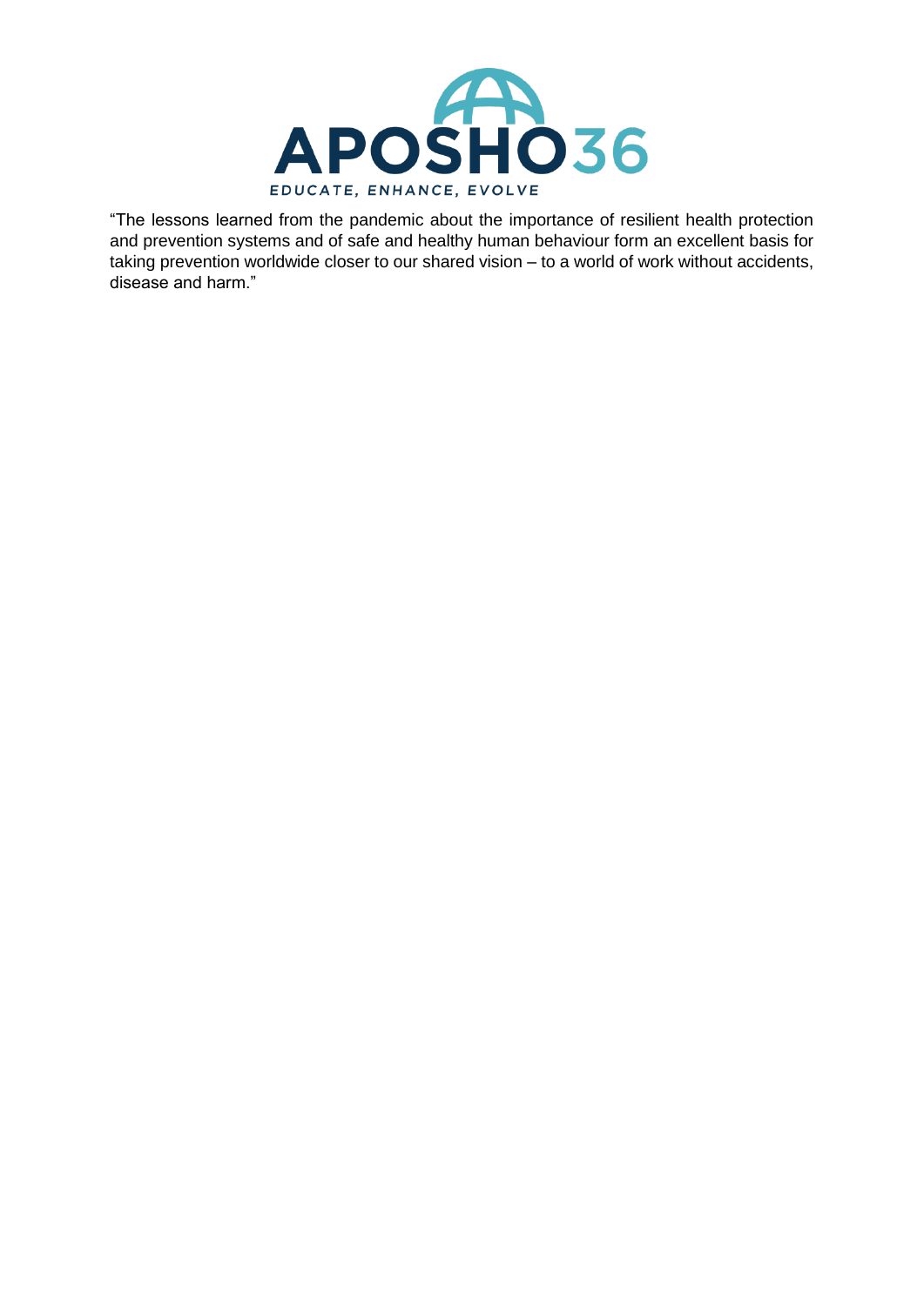"The lessons learned from the pandemic about the importance of resilient health protection and prevention systems and of safe and healthy human behaviour form an excellent basis for taking prevention worldwide closer to our shared vision – to a world of work without accidents, disease and harm."